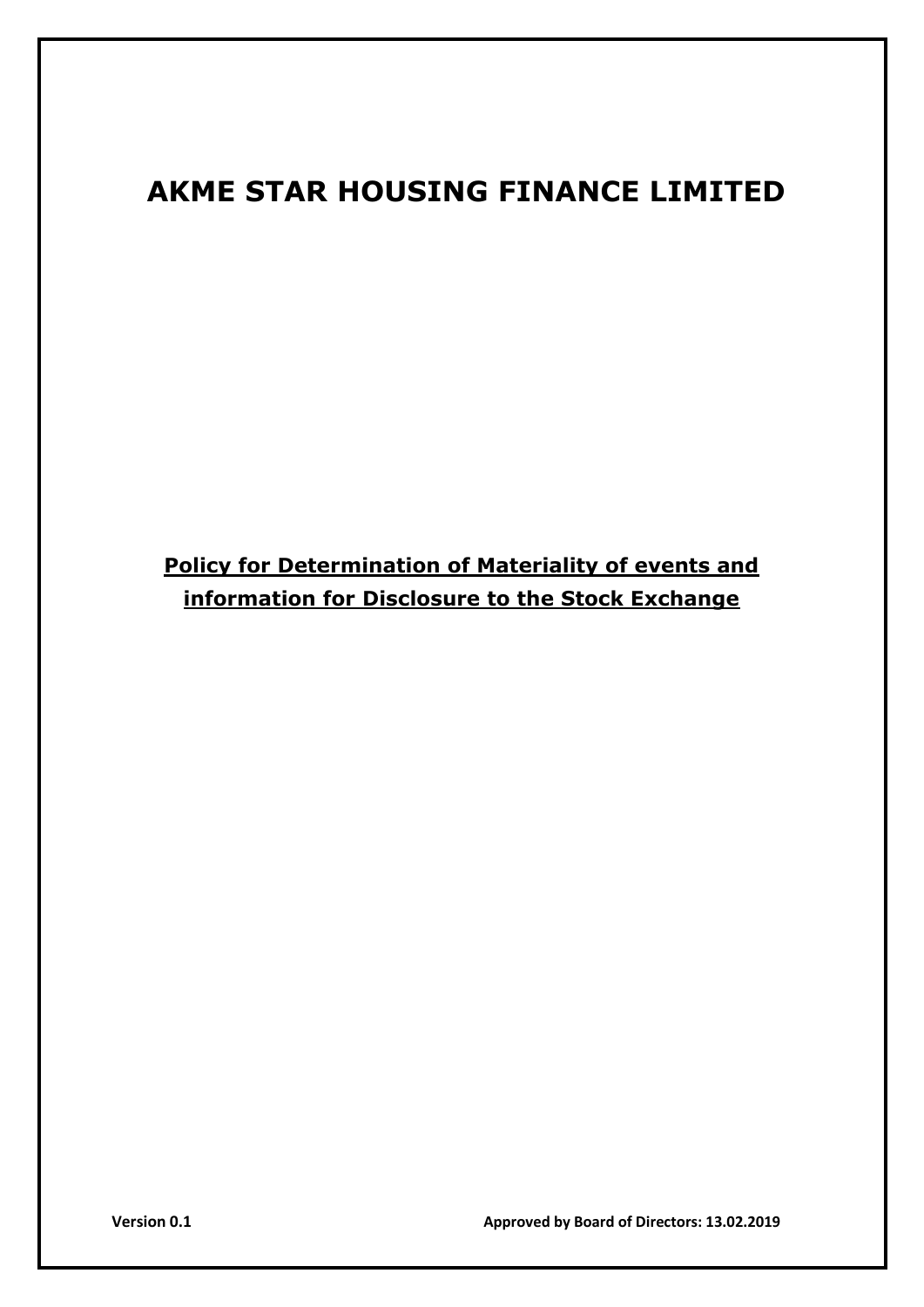# AKME STAR HOUSING FINANCE LIMITED

**Policy for Determination of Materiality of events and information for Disclosure to the Stock Exchange**

**Version 0.1** **Approved by Board of Directors: 13.02.2019**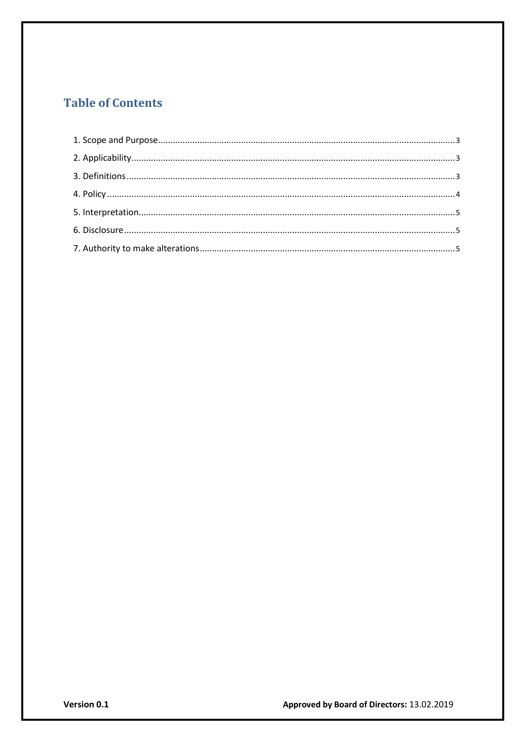## Table of Contents

1. Scope and Purpose ........ 3
2. Applicability ........ 3
3. Definitions ........ 3
4. Policy ........ 4
5. Interpretation ........ 5
6. Disclosure ........ 5
7. Authority to make alterations ........ 5

**Version 0.1** **Approved by Board of Directors:** 13.02.2019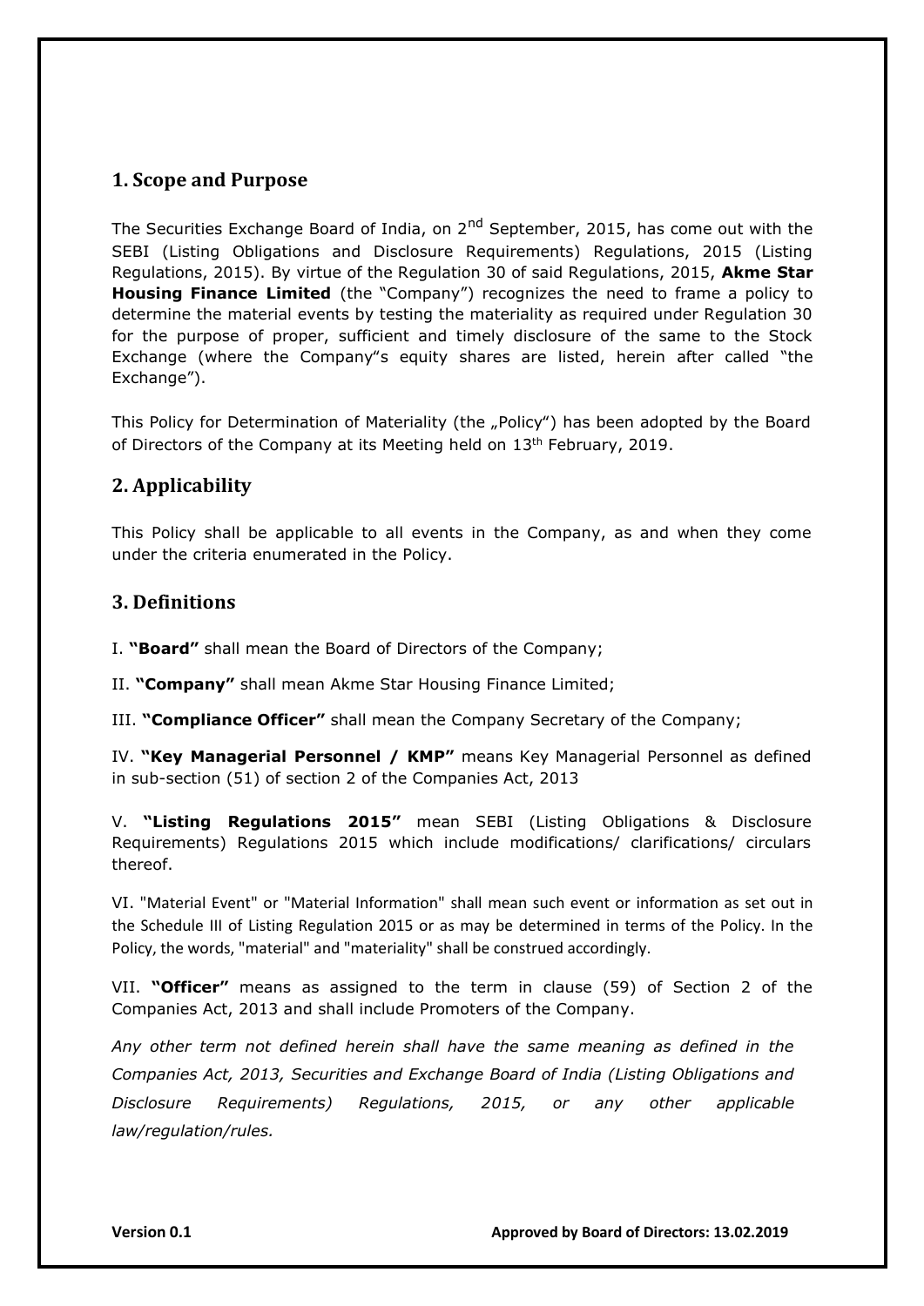## 1. Scope and Purpose

The Securities Exchange Board of India, on 2nd September, 2015, has come out with the SEBI (Listing Obligations and Disclosure Requirements) Regulations, 2015 (Listing Regulations, 2015). By virtue of the Regulation 30 of said Regulations, 2015, **Akme Star Housing Finance Limited** (the "Company") recognizes the need to frame a policy to determine the material events by testing the materiality as required under Regulation 30 for the purpose of proper, sufficient and timely disclosure of the same to the Stock Exchange (where the Company"s equity shares are listed, herein after called "the Exchange").

This Policy for Determination of Materiality (the „Policy") has been adopted by the Board of Directors of the Company at its Meeting held on 13th February, 2019.

## 2. Applicability

This Policy shall be applicable to all events in the Company, as and when they come under the criteria enumerated in the Policy.

## 3. Definitions

I. **"Board"** shall mean the Board of Directors of the Company;

II. **"Company"** shall mean Akme Star Housing Finance Limited;

III. **"Compliance Officer"** shall mean the Company Secretary of the Company;

IV. **"Key Managerial Personnel / KMP"** means Key Managerial Personnel as defined in sub-section (51) of section 2 of the Companies Act, 2013

V. **"Listing Regulations 2015"** mean SEBI (Listing Obligations & Disclosure Requirements) Regulations 2015 which include modifications/ clarifications/ circulars thereof.

VI. "Material Event" or "Material Information" shall mean such event or information as set out in the Schedule III of Listing Regulation 2015 or as may be determined in terms of the Policy. In the Policy, the words, "material" and "materiality" shall be construed accordingly.

VII. **"Officer"** means as assigned to the term in clause (59) of Section 2 of the Companies Act, 2013 and shall include Promoters of the Company.

*Any other term not defined herein shall have the same meaning as defined in the Companies Act, 2013, Securities and Exchange Board of India (Listing Obligations and Disclosure Requirements) Regulations, 2015, or any other applicable law/regulation/rules.*

**Version 0.1** **Approved by Board of Directors: 13.02.2019**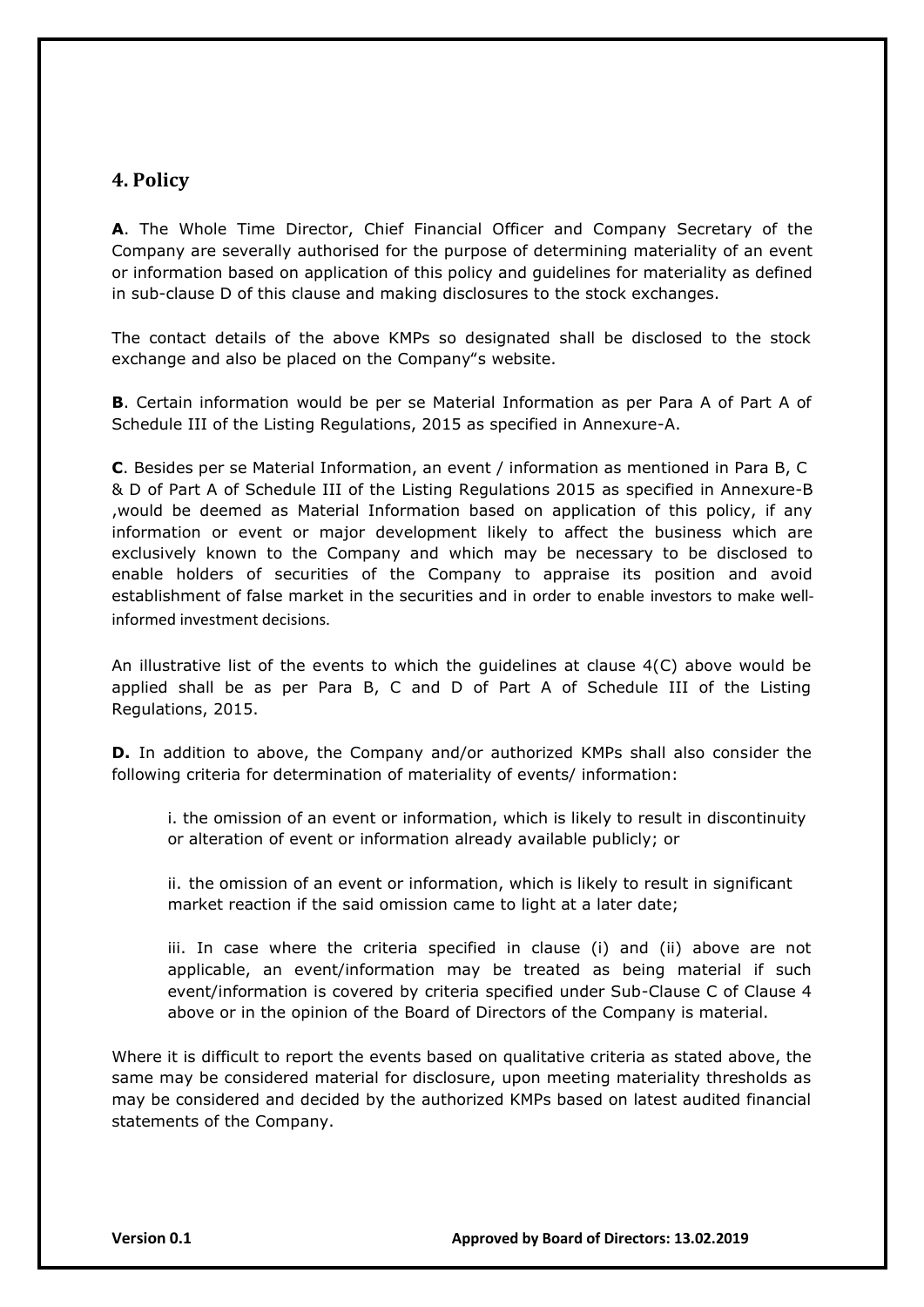## 4. Policy

**A**. The Whole Time Director, Chief Financial Officer and Company Secretary of the Company are severally authorised for the purpose of determining materiality of an event or information based on application of this policy and guidelines for materiality as defined in sub-clause D of this clause and making disclosures to the stock exchanges.

The contact details of the above KMPs so designated shall be disclosed to the stock exchange and also be placed on the Company"s website.

**B**. Certain information would be per se Material Information as per Para A of Part A of Schedule III of the Listing Regulations, 2015 as specified in Annexure-A.

**C**. Besides per se Material Information, an event / information as mentioned in Para B, C & D of Part A of Schedule III of the Listing Regulations 2015 as specified in Annexure-B ,would be deemed as Material Information based on application of this policy, if any information or event or major development likely to affect the business which are exclusively known to the Company and which may be necessary to be disclosed to enable holders of securities of the Company to appraise its position and avoid establishment of false market in the securities and in order to enable investors to make well-informed investment decisions.

An illustrative list of the events to which the guidelines at clause 4(C) above would be applied shall be as per Para B, C and D of Part A of Schedule III of the Listing Regulations, 2015.

**D.** In addition to above, the Company and/or authorized KMPs shall also consider the following criteria for determination of materiality of events/ information:

i. the omission of an event or information, which is likely to result in discontinuity or alteration of event or information already available publicly; or

ii. the omission of an event or information, which is likely to result in significant market reaction if the said omission came to light at a later date;

iii. In case where the criteria specified in clause (i) and (ii) above are not applicable, an event/information may be treated as being material if such event/information is covered by criteria specified under Sub-Clause C of Clause 4 above or in the opinion of the Board of Directors of the Company is material.

Where it is difficult to report the events based on qualitative criteria as stated above, the same may be considered material for disclosure, upon meeting materiality thresholds as may be considered and decided by the authorized KMPs based on latest audited financial statements of the Company.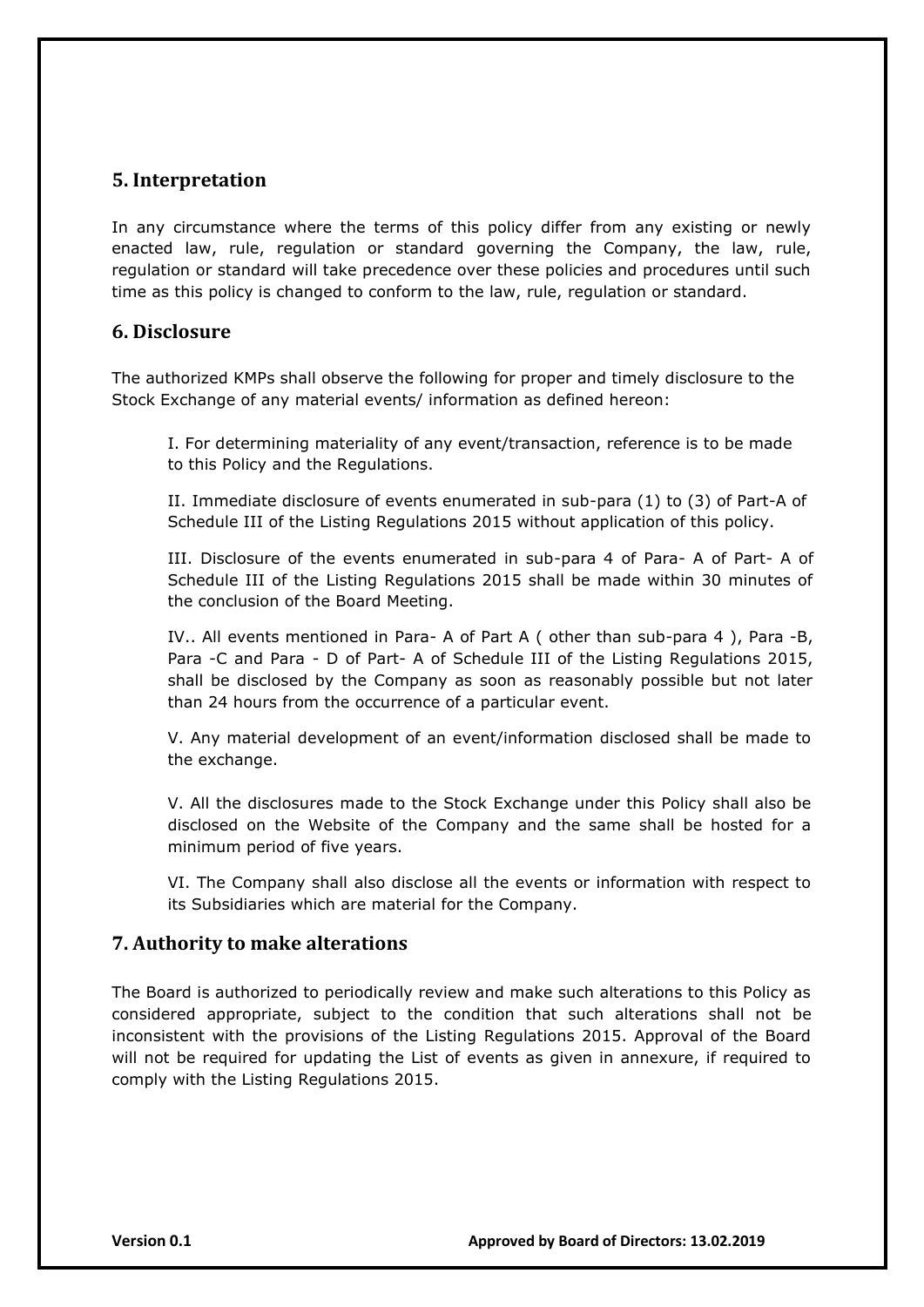## 5. Interpretation

In any circumstance where the terms of this policy differ from any existing or newly enacted law, rule, regulation or standard governing the Company, the law, rule, regulation or standard will take precedence over these policies and procedures until such time as this policy is changed to conform to the law, rule, regulation or standard.

## 6. Disclosure

The authorized KMPs shall observe the following for proper and timely disclosure to the Stock Exchange of any material events/ information as defined hereon:

I. For determining materiality of any event/transaction, reference is to be made to this Policy and the Regulations.

II. Immediate disclosure of events enumerated in sub-para (1) to (3) of Part-A of Schedule III of the Listing Regulations 2015 without application of this policy.

III. Disclosure of the events enumerated in sub-para 4 of Para- A of Part- A of Schedule III of the Listing Regulations 2015 shall be made within 30 minutes of the conclusion of the Board Meeting.

IV.. All events mentioned in Para- A of Part A ( other than sub-para 4 ), Para -B, Para -C and Para - D of Part- A of Schedule III of the Listing Regulations 2015, shall be disclosed by the Company as soon as reasonably possible but not later than 24 hours from the occurrence of a particular event.

V. Any material development of an event/information disclosed shall be made to the exchange.

V. All the disclosures made to the Stock Exchange under this Policy shall also be disclosed on the Website of the Company and the same shall be hosted for a minimum period of five years.

VI. The Company shall also disclose all the events or information with respect to its Subsidiaries which are material for the Company.

## 7. Authority to make alterations

The Board is authorized to periodically review and make such alterations to this Policy as considered appropriate, subject to the condition that such alterations shall not be inconsistent with the provisions of the Listing Regulations 2015. Approval of the Board will not be required for updating the List of events as given in annexure, if required to comply with the Listing Regulations 2015.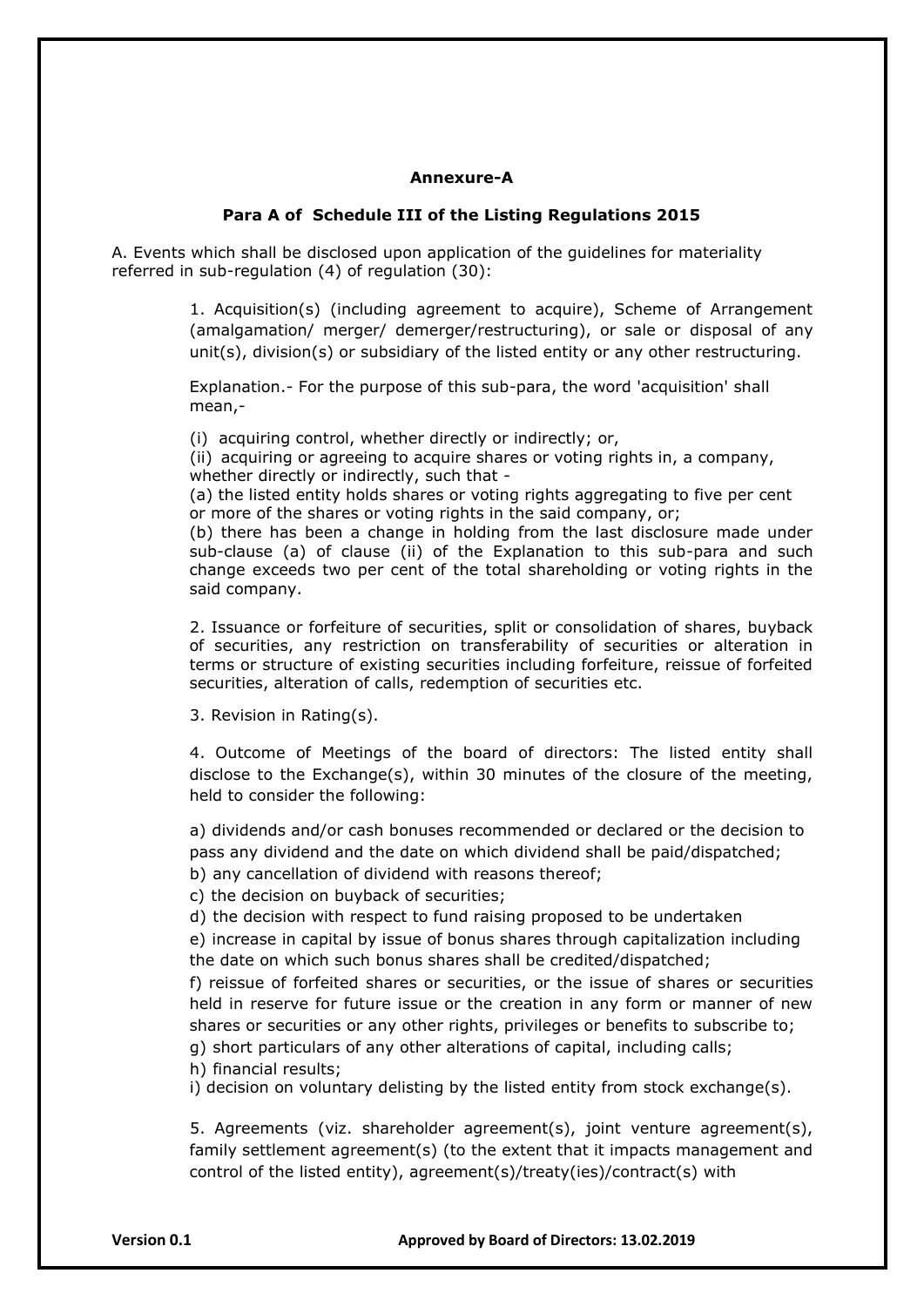## Annexure-A

### Para A of Schedule III of the Listing Regulations 2015

A. Events which shall be disclosed upon application of the guidelines for materiality referred in sub-regulation (4) of regulation (30):

1. Acquisition(s) (including agreement to acquire), Scheme of Arrangement (amalgamation/ merger/ demerger/restructuring), or sale or disposal of any unit(s), division(s) or subsidiary of the listed entity or any other restructuring.

Explanation.- For the purpose of this sub-para, the word 'acquisition' shall mean,-

(i) acquiring control, whether directly or indirectly; or,

(ii) acquiring or agreeing to acquire shares or voting rights in, a company, whether directly or indirectly, such that -

(a) the listed entity holds shares or voting rights aggregating to five per cent or more of the shares or voting rights in the said company, or;

(b) there has been a change in holding from the last disclosure made under sub-clause (a) of clause (ii) of the Explanation to this sub-para and such change exceeds two per cent of the total shareholding or voting rights in the said company.

2. Issuance or forfeiture of securities, split or consolidation of shares, buyback of securities, any restriction on transferability of securities or alteration in terms or structure of existing securities including forfeiture, reissue of forfeited securities, alteration of calls, redemption of securities etc.

3. Revision in Rating(s).

4. Outcome of Meetings of the board of directors: The listed entity shall disclose to the Exchange(s), within 30 minutes of the closure of the meeting, held to consider the following:

a) dividends and/or cash bonuses recommended or declared or the decision to pass any dividend and the date on which dividend shall be paid/dispatched;

b) any cancellation of dividend with reasons thereof;

c) the decision on buyback of securities;

d) the decision with respect to fund raising proposed to be undertaken

e) increase in capital by issue of bonus shares through capitalization including the date on which such bonus shares shall be credited/dispatched;

f) reissue of forfeited shares or securities, or the issue of shares or securities held in reserve for future issue or the creation in any form or manner of new shares or securities or any other rights, privileges or benefits to subscribe to;

g) short particulars of any other alterations of capital, including calls;

h) financial results;

i) decision on voluntary delisting by the listed entity from stock exchange(s).

5. Agreements (viz. shareholder agreement(s), joint venture agreement(s), family settlement agreement(s) (to the extent that it impacts management and control of the listed entity), agreement(s)/treaty(ies)/contract(s) with

**Version 0.1** **Approved by Board of Directors: 13.02.2019**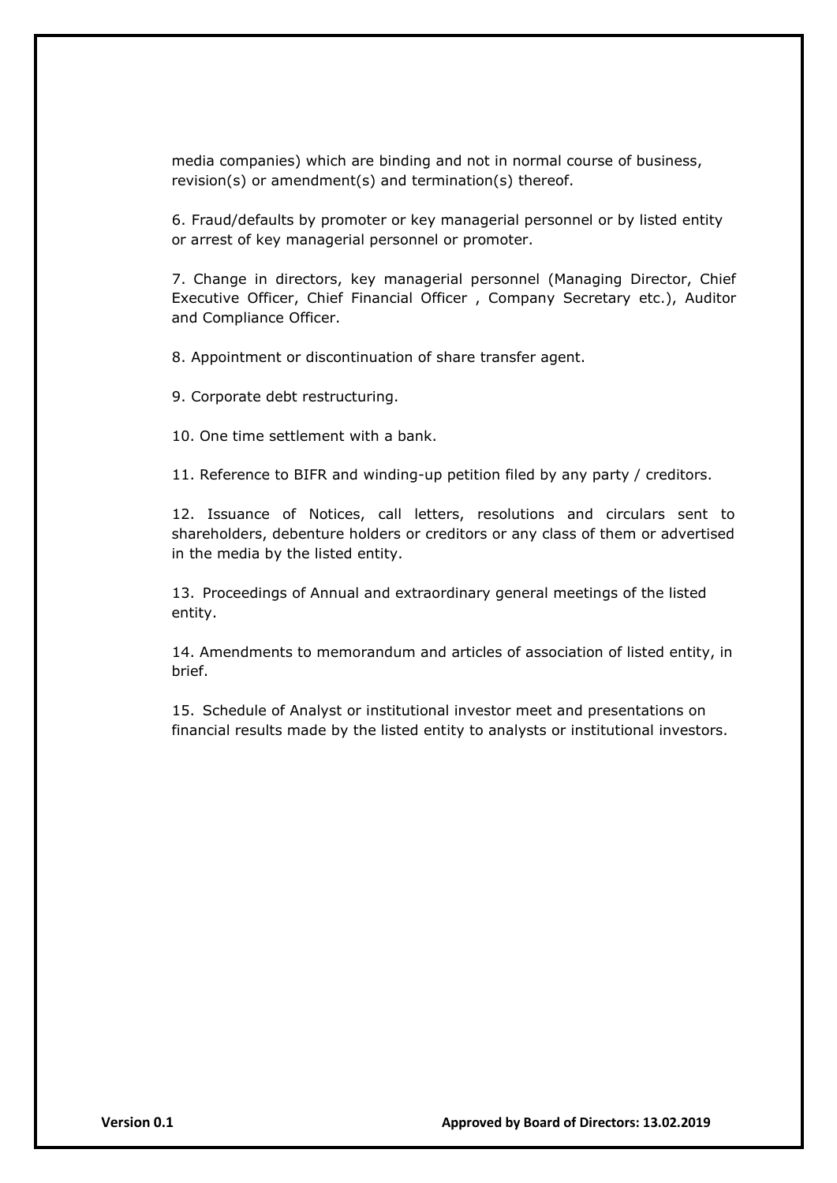media companies) which are binding and not in normal course of business, revision(s) or amendment(s) and termination(s) thereof.

6. Fraud/defaults by promoter or key managerial personnel or by listed entity or arrest of key managerial personnel or promoter.

7. Change in directors, key managerial personnel (Managing Director, Chief Executive Officer, Chief Financial Officer , Company Secretary etc.), Auditor and Compliance Officer.

8. Appointment or discontinuation of share transfer agent.

9. Corporate debt restructuring.

10. One time settlement with a bank.

11. Reference to BIFR and winding-up petition filed by any party / creditors.

12. Issuance of Notices, call letters, resolutions and circulars sent to shareholders, debenture holders or creditors or any class of them or advertised in the media by the listed entity.

13. Proceedings of Annual and extraordinary general meetings of the listed entity.

14. Amendments to memorandum and articles of association of listed entity, in brief.

15. Schedule of Analyst or institutional investor meet and presentations on financial results made by the listed entity to analysts or institutional investors.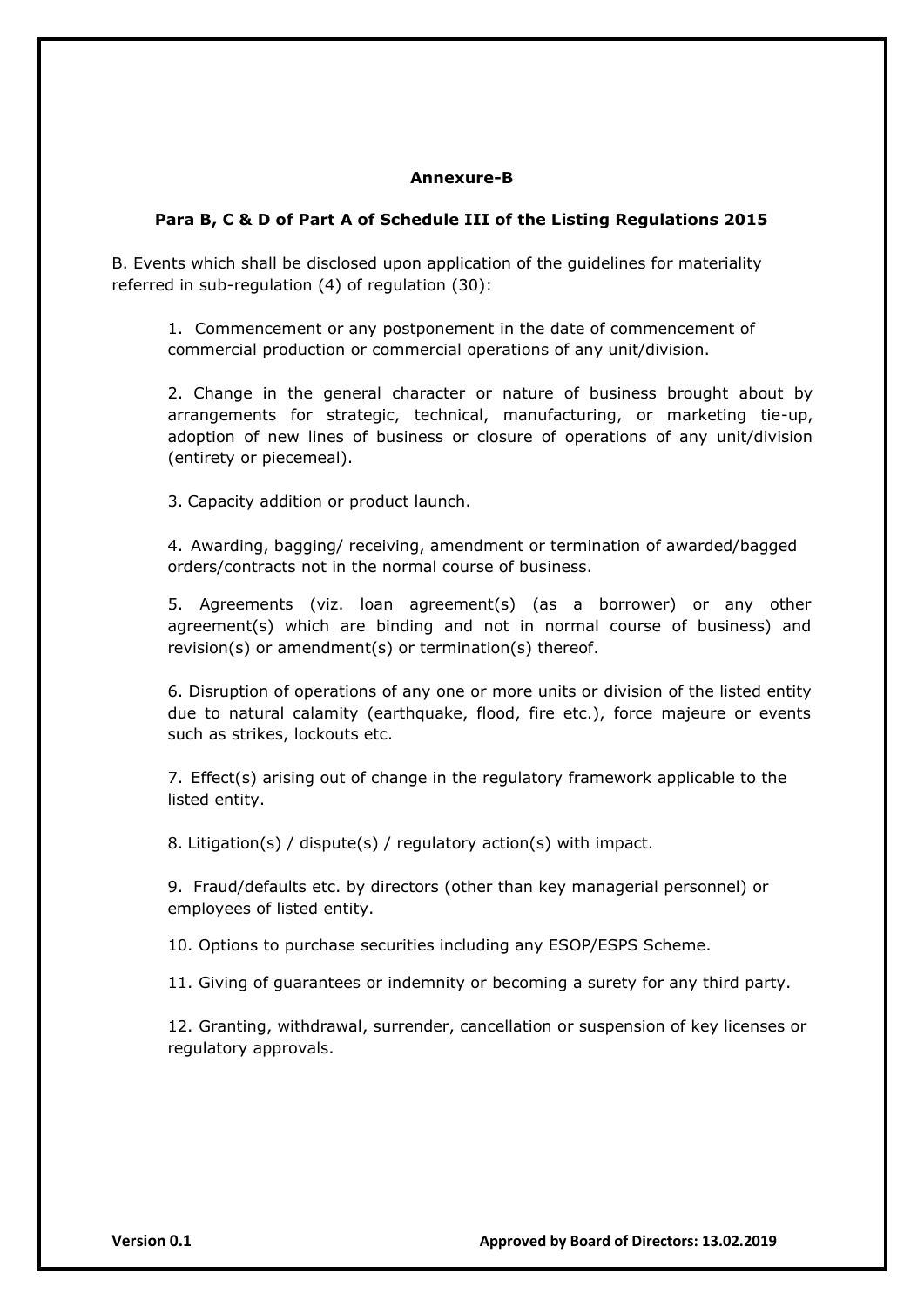## Annexure-B

### Para B, C & D of Part A of Schedule III of the Listing Regulations 2015

B. Events which shall be disclosed upon application of the guidelines for materiality referred in sub-regulation (4) of regulation (30):

1. Commencement or any postponement in the date of commencement of commercial production or commercial operations of any unit/division.

2. Change in the general character or nature of business brought about by arrangements for strategic, technical, manufacturing, or marketing tie-up, adoption of new lines of business or closure of operations of any unit/division (entirety or piecemeal).

3. Capacity addition or product launch.

4. Awarding, bagging/ receiving, amendment or termination of awarded/bagged orders/contracts not in the normal course of business.

5. Agreements (viz. loan agreement(s) (as a borrower) or any other agreement(s) which are binding and not in normal course of business) and revision(s) or amendment(s) or termination(s) thereof.

6. Disruption of operations of any one or more units or division of the listed entity due to natural calamity (earthquake, flood, fire etc.), force majeure or events such as strikes, lockouts etc.

7. Effect(s) arising out of change in the regulatory framework applicable to the listed entity.

8. Litigation(s) / dispute(s) / regulatory action(s) with impact.

9. Fraud/defaults etc. by directors (other than key managerial personnel) or employees of listed entity.

10. Options to purchase securities including any ESOP/ESPS Scheme.

11. Giving of guarantees or indemnity or becoming a surety for any third party.

12. Granting, withdrawal, surrender, cancellation or suspension of key licenses or regulatory approvals.

**Version 0.1** **Approved by Board of Directors: 13.02.2019**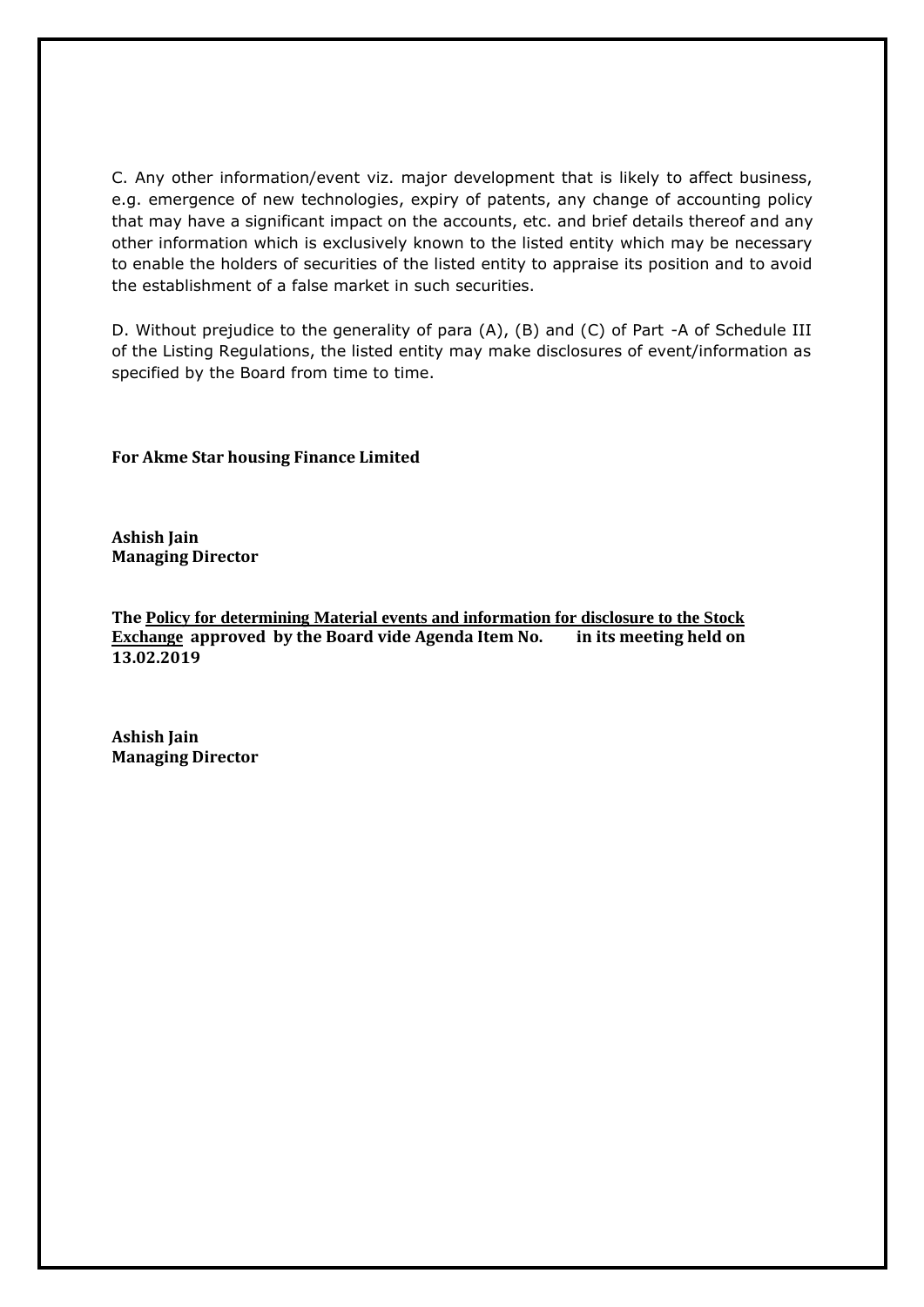C. Any other information/event viz. major development that is likely to affect business, e.g. emergence of new technologies, expiry of patents, any change of accounting policy that may have a significant impact on the accounts, etc. and brief details thereof and any other information which is exclusively known to the listed entity which may be necessary to enable the holders of securities of the listed entity to appraise its position and to avoid the establishment of a false market in such securities.

D. Without prejudice to the generality of para (A), (B) and (C) of Part -A of Schedule III of the Listing Regulations, the listed entity may make disclosures of event/information as specified by the Board from time to time.

**For Akme Star housing Finance Limited**

**Ashish Jain**
**Managing Director**

**The <u>Policy for determining Material events and information for disclosure to the Stock Exchange</u> approved by the Board vide Agenda Item No. in its meeting held on 13.02.2019**

**Ashish Jain**
**Managing Director**